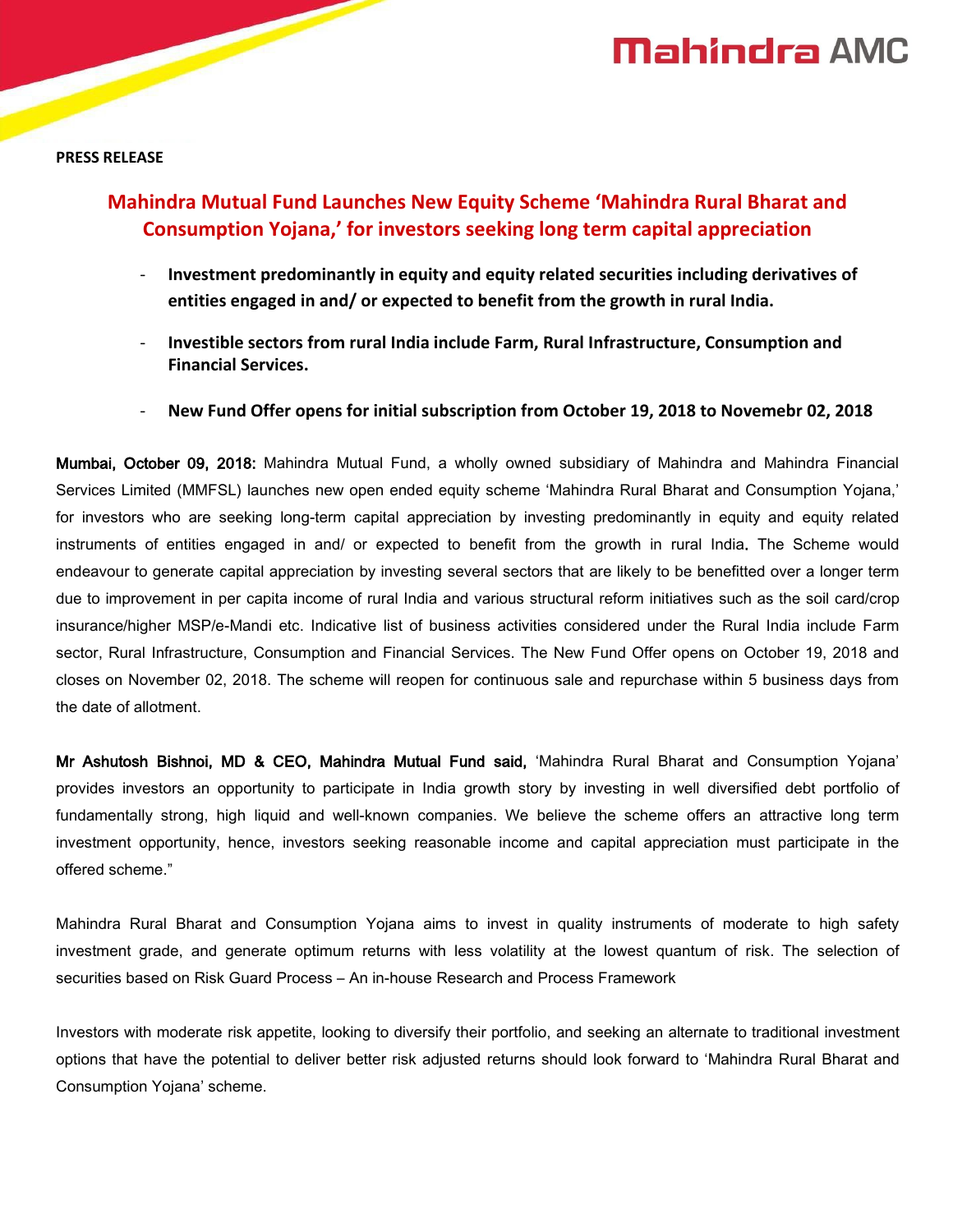**PRESS RELEASE**

# Mahindra Mutual Fund Launches New Equity Scheme 'Mahindra Rural Bharat and Consumption Yojana,' for investors seeking long term capital appreciation

- **Investment predominantly in equity and equity related securities including derivatives of entities engaged in and/ or expected to benefit from the growth in rural India.**
- **Investible sectors from rural India include Farm, Rural Infrastructure, Consumption and Financial Services.**
- **New Fund Offer opens for initial subscription from October 19, 2018 to Novemebr 02, 2018**

**Mumbai, October 09, 2018:** Mahindra Mutual Fund, a wholly owned subsidiary of Mahindra and Mahindra Financial Services Limited (MMFSL) launches new open ended equity scheme 'Mahindra Rural Bharat and Consumption Yojana,' for investors who are seeking long-term capital appreciation by investing predominantly in equity and equity related instruments of entities engaged in and/ or expected to benefit from the growth in rural India**.** The Scheme would endeavour to generate capital appreciation by investing several sectors that are likely to be benefitted over a longer term due to improvement in per capita income of rural India and various structural reform initiatives such as the soil card/crop insurance/higher MSP/e-Mandi etc. Indicative list of business activities considered under the Rural India include Farm sector, Rural Infrastructure, Consumption and Financial Services. The New Fund Offer opens on October 19, 2018 and closes on November 02, 2018. The scheme will reopen for continuous sale and repurchase within 5 business days from the date of allotment.

**Mr Ashutosh Bishnoi, MD & CEO, Mahindra Mutual Fund said,** 'Mahindra Rural Bharat and Consumption Yojana' provides investors an opportunity to participate in India growth story by investing in well diversified debt portfolio of fundamentally strong, high liquid and well-known companies. We believe the scheme offers an attractive long term investment opportunity, hence, investors seeking reasonable income and capital appreciation must participate in the offered scheme."

Mahindra Rural Bharat and Consumption Yojana aims to invest in quality instruments of moderate to high safety investment grade, and generate optimum returns with less volatility at the lowest quantum of risk. The selection of securities based on Risk Guard Process – An in-house Research and Process Framework

Investors with moderate risk appetite, looking to diversify their portfolio, and seeking an alternate to traditional investment options that have the potential to deliver better risk adjusted returns should look forward to 'Mahindra Rural Bharat and Consumption Yojana' scheme.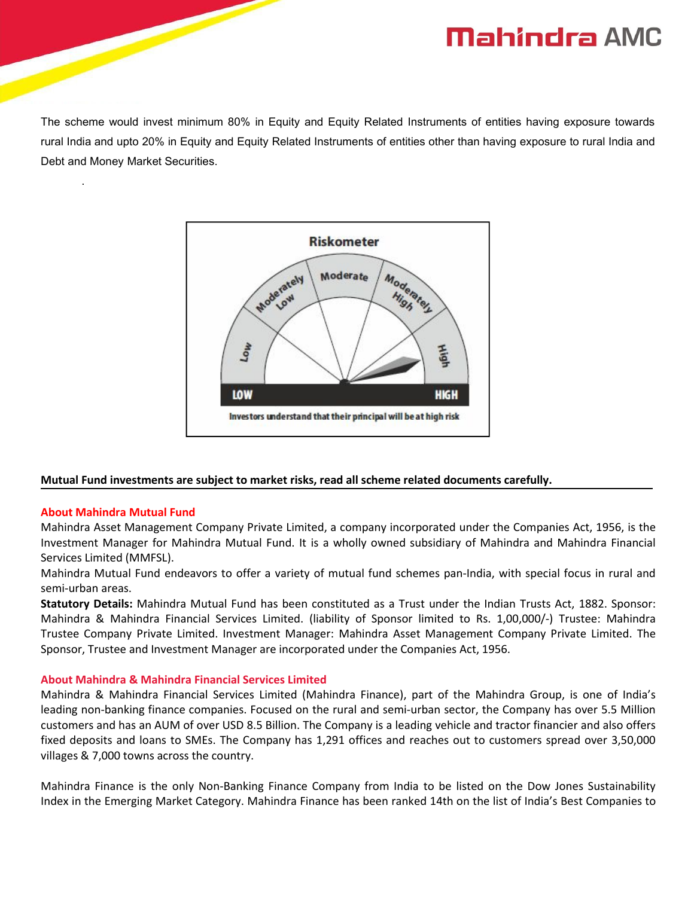The scheme would invest minimum 80% in Equity and Equity Related Instruments of entities having exposure towards rural India and upto 20% in Equity and Equity Related Instruments of entities other than having exposure to rural India and Debt and Money Market Securities.

Riskometer

Low | Moderately Low | Moderate | Moderately High | High

LOW HIGH

Investors understand that their principal will be at high risk

**Mutual Fund investments are subject to market risks, read all scheme related documents carefully.**

## About Mahindra Mutual Fund

Mahindra Asset Management Company Private Limited, a company incorporated under the Companies Act, 1956, is the Investment Manager for Mahindra Mutual Fund. It is a wholly owned subsidiary of Mahindra and Mahindra Financial Services Limited (MMFSL).

Mahindra Mutual Fund endeavors to offer a variety of mutual fund schemes pan-India, with special focus in rural and semi-urban areas.

**Statutory Details:** Mahindra Mutual Fund has been constituted as a Trust under the Indian Trusts Act, 1882. Sponsor: Mahindra & Mahindra Financial Services Limited. (liability of Sponsor limited to Rs. 1,00,000/-) Trustee: Mahindra Trustee Company Private Limited. Investment Manager: Mahindra Asset Management Company Private Limited. The Sponsor, Trustee and Investment Manager are incorporated under the Companies Act, 1956.

## About Mahindra & Mahindra Financial Services Limited

Mahindra & Mahindra Financial Services Limited (Mahindra Finance), part of the Mahindra Group, is one of India's leading non-banking finance companies. Focused on the rural and semi-urban sector, the Company has over 5.5 Million customers and has an AUM of over USD 8.5 Billion. The Company is a leading vehicle and tractor financier and also offers fixed deposits and loans to SMEs. The Company has 1,291 offices and reaches out to customers spread over 3,50,000 villages & 7,000 towns across the country.

Mahindra Finance is the only Non-Banking Finance Company from India to be listed on the Dow Jones Sustainability Index in the Emerging Market Category. Mahindra Finance has been ranked 14th on the list of India's Best Companies to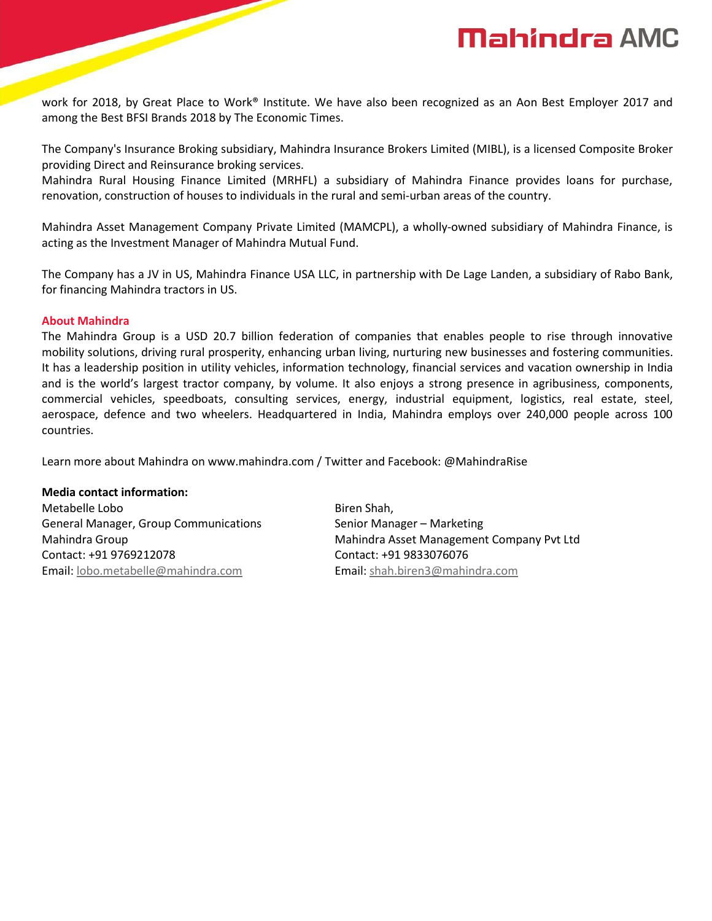work for 2018, by Great Place to Work® Institute. We have also been recognized as an Aon Best Employer 2017 and among the Best BFSI Brands 2018 by The Economic Times.

The Company's Insurance Broking subsidiary, Mahindra Insurance Brokers Limited (MIBL), is a licensed Composite Broker providing Direct and Reinsurance broking services.
Mahindra Rural Housing Finance Limited (MRHFL) a subsidiary of Mahindra Finance provides loans for purchase, renovation, construction of houses to individuals in the rural and semi-urban areas of the country.

Mahindra Asset Management Company Private Limited (MAMCPL), a wholly-owned subsidiary of Mahindra Finance, is acting as the Investment Manager of Mahindra Mutual Fund.

The Company has a JV in US, Mahindra Finance USA LLC, in partnership with De Lage Landen, a subsidiary of Rabo Bank, for financing Mahindra tractors in US.

## About Mahindra

The Mahindra Group is a USD 20.7 billion federation of companies that enables people to rise through innovative mobility solutions, driving rural prosperity, enhancing urban living, nurturing new businesses and fostering communities. It has a leadership position in utility vehicles, information technology, financial services and vacation ownership in India and is the world's largest tractor company, by volume. It also enjoys a strong presence in agribusiness, components, commercial vehicles, speedboats, consulting services, energy, industrial equipment, logistics, real estate, steel, aerospace, defence and two wheelers. Headquartered in India, Mahindra employs over 240,000 people across 100 countries.

Learn more about Mahindra on www.mahindra.com / Twitter and Facebook: @MahindraRise

**Media contact information:**

Metabelle Lobo
General Manager, Group Communications
Mahindra Group
Contact: +91 9769212078
Email: lobo.metabelle@mahindra.com

Biren Shah,
Senior Manager – Marketing
Mahindra Asset Management Company Pvt Ltd
Contact: +91 9833076076
Email: shah.biren3@mahindra.com